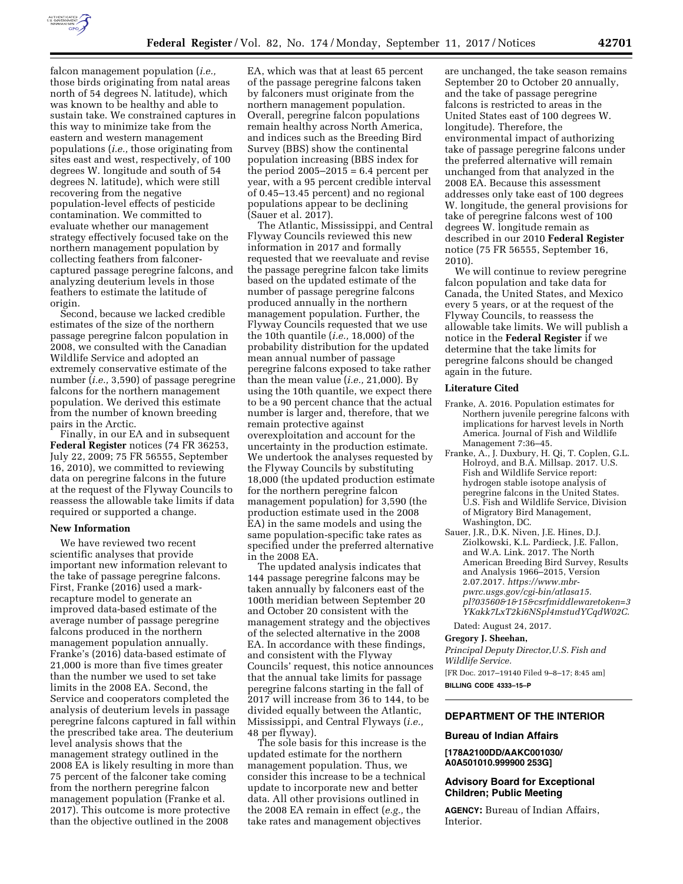falcon management population (*i.e.,* those birds originating from natal areas north of 54 degrees N. latitude), which was known to be healthy and able to sustain take. We constrained captures in this way to minimize take from the eastern and western management populations (*i.e.,* those originating from sites east and west, respectively, of 100 degrees W. longitude and south of 54 degrees N. latitude), which were still recovering from the negative population-level effects of pesticide contamination. We committed to evaluate whether our management strategy effectively focused take on the northern management population by collecting feathers from falconer-captured passage peregrine falcons, and analyzing deuterium levels in those feathers to estimate the latitude of origin.

Second, because we lacked credible estimates of the size of the northern passage peregrine falcon population in 2008, we consulted with the Canadian Wildlife Service and adopted an extremely conservative estimate of the number (*i.e.,* 3,590) of passage peregrine falcons for the northern management population. We derived this estimate from the number of known breeding pairs in the Arctic.

Finally, in our EA and in subsequent **Federal Register** notices (74 FR 36253, July 22, 2009; 75 FR 56555, September 16, 2010), we committed to reviewing data on peregrine falcons in the future at the request of the Flyway Councils to reassess the allowable take limits if data required or supported a change.

## New Information

We have reviewed two recent scientific analyses that provide important new information relevant to the take of passage peregrine falcons. First, Franke (2016) used a mark-recapture model to generate an improved data-based estimate of the average number of passage peregrine falcons produced in the northern management population annually. Franke's (2016) data-based estimate of 21,000 is more than five times greater than the number we used to set take limits in the 2008 EA. Second, the Service and cooperators completed the analysis of deuterium levels in passage peregrine falcons captured in fall within the prescribed take area. The deuterium level analysis shows that the management strategy outlined in the 2008 EA is likely resulting in more than 75 percent of the falconer take coming from the northern peregrine falcon management population (Franke et al. 2017). This outcome is more protective than the objective outlined in the 2008 EA, which was that at least 65 percent of the passage peregrine falcons taken by falconers must originate from the northern management population. Overall, peregrine falcon populations remain healthy across North America, and indices such as the Breeding Bird Survey (BBS) show the continental population increasing (BBS index for the period 2005–2015 = 6.4 percent per year, with a 95 percent credible interval of 0.45–13.45 percent) and no regional populations appear to be declining (Sauer et al. 2017).

The Atlantic, Mississippi, and Central Flyway Councils reviewed this new information in 2017 and formally requested that we reevaluate and revise the passage peregrine falcon take limits based on the updated estimate of the number of passage peregrine falcons produced annually in the northern management population. Further, the Flyway Councils requested that we use the 10th quantile (*i.e.,* 18,000) of the probability distribution for the updated mean annual number of passage peregrine falcons exposed to take rather than the mean value (*i.e.,* 21,000). By using the 10th quantile, we expect there to be a 90 percent chance that the actual number is larger and, therefore, that we remain protective against overexploitation and account for the uncertainty in the production estimate. We undertook the analyses requested by the Flyway Councils by substituting 18,000 (the updated production estimate for the northern peregrine falcon management population) for 3,590 (the production estimate used in the 2008 EA) in the same models and using the same population-specific take rates as specified under the preferred alternative in the 2008 EA.

The updated analysis indicates that 144 passage peregrine falcons may be taken annually by falconers east of the 100th meridian between September 20 and October 20 consistent with the management strategy and the objectives of the selected alternative in the 2008 EA. In accordance with these findings, and consistent with the Flyway Councils' request, this notice announces that the annual take limits for passage peregrine falcons starting in the fall of 2017 will increase from 36 to 144, to be divided equally between the Atlantic, Mississippi, and Central Flyways (*i.e.,* 48 per flyway).

The sole basis for this increase is the updated estimate for the northern management population. Thus, we consider this increase to be a technical update to incorporate new and better data. All other provisions outlined in the 2008 EA remain in effect (*e.g.,* the take rates and management objectives are unchanged, the take season remains September 20 to October 20 annually, and the take of passage peregrine falcons is restricted to areas in the United States east of 100 degrees W. longitude). Therefore, the environmental impact of authorizing take of passage peregrine falcons under the preferred alternative will remain unchanged from that analyzed in the 2008 EA. Because this assessment addresses only take east of 100 degrees W. longitude, the general provisions for take of peregrine falcons west of 100 degrees W. longitude remain as described in our 2010 **Federal Register** notice (75 FR 56555, September 16, 2010).

We will continue to review peregrine falcon population and take data for Canada, the United States, and Mexico every 5 years, or at the request of the Flyway Councils, to reassess the allowable take limits. We will publish a notice in the **Federal Register** if we determine that the take limits for peregrine falcons should be changed again in the future.

## Literature Cited

Franke, A. 2016. Population estimates for Northern juvenile peregrine falcons with implications for harvest levels in North America. Journal of Fish and Wildlife Management 7:36–45.

Franke, A., J. Duxbury, H. Qi, T. Coplen, G.L. Holroyd, and B.A. Millsap. 2017. U.S. Fish and Wildlife Service report: hydrogen stable isotope analysis of peregrine falcons in the United States. U.S. Fish and Wildlife Service, Division of Migratory Bird Management, Washington, DC.

Sauer, J.R., D.K. Niven, J.E. Hines, D.J. Ziolkowski, K.L. Pardieck, J.E. Fallon, and W.A. Link. 2017. The North American Breeding Bird Survey, Results and Analysis 1966–2015, Version 2.07.2017. *https://www.mbr-pwrc.usgs.gov/cgi-bin/atlasa15.pl?03560&1&15&csrfmiddlewaretoken=3YKakk7LxT2ki6NSpl4mstudYCqdW02C.*

Dated: August 24, 2017.

**Gregory J. Sheehan,**

*Principal Deputy Director,U.S. Fish and Wildlife Service.*

[FR Doc. 2017–19140 Filed 9–8–17; 8:45 am]

**BILLING CODE 4333–15–P**

---

## DEPARTMENT OF THE INTERIOR

### Bureau of Indian Affairs

**[178A2100DD/AAKC001030/A0A501010.999900 253G]**

### Advisory Board for Exceptional Children; Public Meeting

**AGENCY:** Bureau of Indian Affairs, Interior.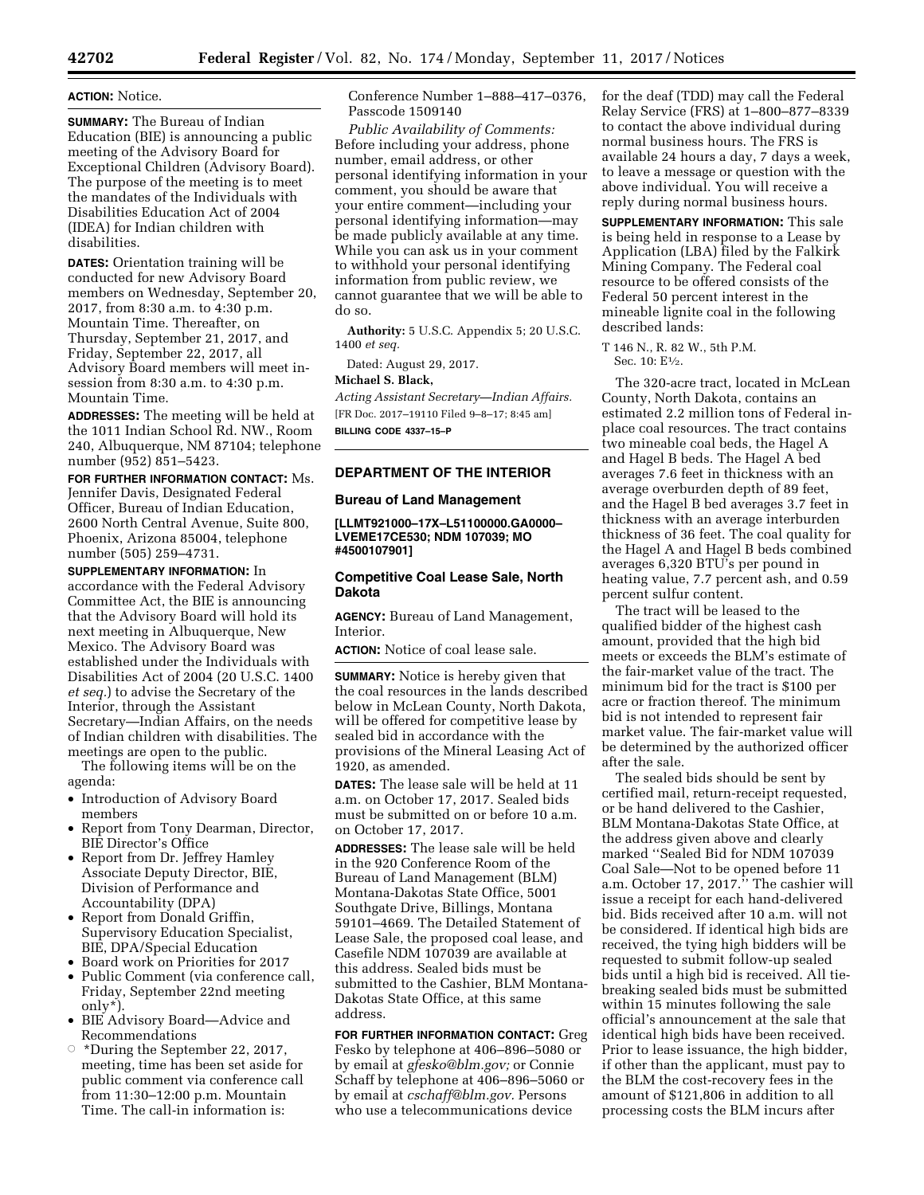**ACTION:** Notice.

**SUMMARY:** The Bureau of Indian Education (BIE) is announcing a public meeting of the Advisory Board for Exceptional Children (Advisory Board). The purpose of the meeting is to meet the mandates of the Individuals with Disabilities Education Act of 2004 (IDEA) for Indian children with disabilities.

**DATES:** Orientation training will be conducted for new Advisory Board members on Wednesday, September 20, 2017, from 8:30 a.m. to 4:30 p.m. Mountain Time. Thereafter, on Thursday, September 21, 2017, and Friday, September 22, 2017, all Advisory Board members will meet in-session from 8:30 a.m. to 4:30 p.m. Mountain Time.

**ADDRESSES:** The meeting will be held at the 1011 Indian School Rd. NW., Room 240, Albuquerque, NM 87104; telephone number (952) 851–5423.

**FOR FURTHER INFORMATION CONTACT:** Ms. Jennifer Davis, Designated Federal Officer, Bureau of Indian Education, 2600 North Central Avenue, Suite 800, Phoenix, Arizona 85004, telephone number (505) 259–4731.

**SUPPLEMENTARY INFORMATION:** In accordance with the Federal Advisory Committee Act, the BIE is announcing that the Advisory Board will hold its next meeting in Albuquerque, New Mexico. The Advisory Board was established under the Individuals with Disabilities Act of 2004 (20 U.S.C. 1400 *et seq.*) to advise the Secretary of the Interior, through the Assistant Secretary—Indian Affairs, on the needs of Indian children with disabilities. The meetings are open to the public.

The following items will be on the agenda:

- Introduction of Advisory Board members
- Report from Tony Dearman, Director, BIE Director's Office
- Report from Dr. Jeffrey Hamley Associate Deputy Director, BIE, Division of Performance and Accountability (DPA)
- Report from Donald Griffin, Supervisory Education Specialist, BIE, DPA/Special Education
- Board work on Priorities for 2017
- Public Comment (via conference call, Friday, September 22nd meeting only*).
- BIE Advisory Board—Advice and Recommendations
  - *During the September 22, 2017, meeting, time has been set aside for public comment via conference call from 11:30–12:00 p.m. Mountain Time. The call-in information is: Conference Number 1–888–417–0376, Passcode 1509140

*Public Availability of Comments:* Before including your address, phone number, email address, or other personal identifying information in your comment, you should be aware that your entire comment—including your personal identifying information—may be made publicly available at any time. While you can ask us in your comment to withhold your personal identifying information from public review, we cannot guarantee that we will be able to do so.

**Authority:** 5 U.S.C. Appendix 5; 20 U.S.C. 1400 *et seq.*

Dated: August 29, 2017.

**Michael S. Black,**

*Acting Assistant Secretary—Indian Affairs.*

[FR Doc. 2017–19110 Filed 9–8–17; 8:45 am]

**BILLING CODE 4337–15–P**

---

## DEPARTMENT OF THE INTERIOR

### Bureau of Land Management

**[LLMT921000–17X–L51100000.GA0000–LVEME17CE530; NDM 107039; MO #4500107901]**

### Competitive Coal Lease Sale, North Dakota

**AGENCY:** Bureau of Land Management, Interior.

**ACTION:** Notice of coal lease sale.

**SUMMARY:** Notice is hereby given that the coal resources in the lands described below in McLean County, North Dakota, will be offered for competitive lease by sealed bid in accordance with the provisions of the Mineral Leasing Act of 1920, as amended.

**DATES:** The lease sale will be held at 11 a.m. on October 17, 2017. Sealed bids must be submitted on or before 10 a.m. on October 17, 2017.

**ADDRESSES:** The lease sale will be held in the 920 Conference Room of the Bureau of Land Management (BLM) Montana-Dakotas State Office, 5001 Southgate Drive, Billings, Montana 59101–4669. The Detailed Statement of Lease Sale, the proposed coal lease, and Casefile NDM 107039 are available at this address. Sealed bids must be submitted to the Cashier, BLM Montana-Dakotas State Office, at this same address.

**FOR FURTHER INFORMATION CONTACT:** Greg Fesko by telephone at 406–896–5080 or by email at *gfesko@blm.gov;* or Connie Schaff by telephone at 406–896–5060 or by email at *cschaff@blm.gov.* Persons who use a telecommunications device for the deaf (TDD) may call the Federal Relay Service (FRS) at 1–800–877–8339 to contact the above individual during normal business hours. The FRS is available 24 hours a day, 7 days a week, to leave a message or question with the above individual. You will receive a reply during normal business hours.

**SUPPLEMENTARY INFORMATION:** This sale is being held in response to a Lease by Application (LBA) filed by the Falkirk Mining Company. The Federal coal resource to be offered consists of the Federal 50 percent interest in the mineable lignite coal in the following described lands:

T 146 N., R. 82 W., 5th P.M.
Sec. 10: E½.

The 320-acre tract, located in McLean County, North Dakota, contains an estimated 2.2 million tons of Federal in-place coal resources. The tract contains two mineable coal beds, the Hagel A and Hagel B beds. The Hagel A bed averages 7.6 feet in thickness with an average overburden depth of 89 feet, and the Hagel B bed averages 3.7 feet in thickness with an average interburden thickness of 36 feet. The coal quality for the Hagel A and Hagel B beds combined averages 6,320 BTU's per pound in heating value, 7.7 percent ash, and 0.59 percent sulfur content.

The tract will be leased to the qualified bidder of the highest cash amount, provided that the high bid meets or exceeds the BLM's estimate of the fair-market value of the tract. The minimum bid for the tract is $100 per acre or fraction thereof. The minimum bid is not intended to represent fair market value. The fair-market value will be determined by the authorized officer after the sale.

The sealed bids should be sent by certified mail, return-receipt requested, or be hand delivered to the Cashier, BLM Montana-Dakotas State Office, at the address given above and clearly marked "Sealed Bid for NDM 107039 Coal Sale—Not to be opened before 11 a.m. October 17, 2017." The cashier will issue a receipt for each hand-delivered bid. Bids received after 10 a.m. will not be considered. If identical high bids are received, the tying high bidders will be requested to submit follow-up sealed bids until a high bid is received. All tie-breaking sealed bids must be submitted within 15 minutes following the sale official's announcement at the sale that identical high bids have been received. Prior to lease issuance, the high bidder, if other than the applicant, must pay to the BLM the cost-recovery fees in the amount of $121,806 in addition to all processing costs the BLM incurs after